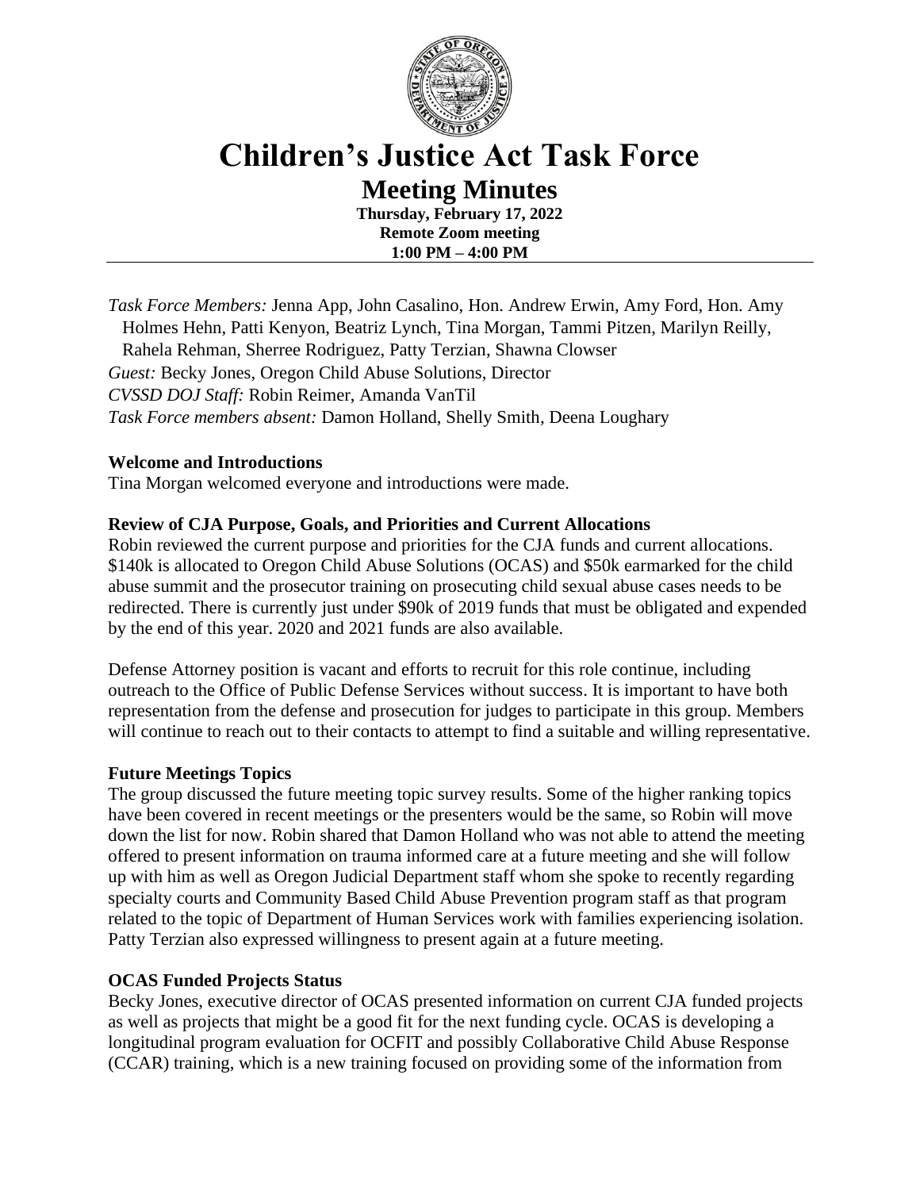// Children's Justice Act Task Force

# Children's Justice Act Task Force

## Meeting Minutes

**Thursday, February 17, 2022**
**Remote Zoom meeting**
**1:00 PM – 4:00 PM**

---

*Task Force Members:* Jenna App, John Casalino, Hon. Andrew Erwin, Amy Ford, Hon. Amy Holmes Hehn, Patti Kenyon, Beatriz Lynch, Tina Morgan, Tammi Pitzen, Marilyn Reilly, Rahela Rehman, Sherree Rodriguez, Patty Terzian, Shawna Clowser
*Guest:* Becky Jones, Oregon Child Abuse Solutions, Director
*CVSSD DOJ Staff:* Robin Reimer, Amanda VanTil
*Task Force members absent:* Damon Holland, Shelly Smith, Deena Loughary

**Welcome and Introductions**

Tina Morgan welcomed everyone and introductions were made.

**Review of CJA Purpose, Goals, and Priorities and Current Allocations**

Robin reviewed the current purpose and priorities for the CJA funds and current allocations. $140k is allocated to Oregon Child Abuse Solutions (OCAS) and $50k earmarked for the child abuse summit and the prosecutor training on prosecuting child sexual abuse cases needs to be redirected. There is currently just under $90k of 2019 funds that must be obligated and expended by the end of this year. 2020 and 2021 funds are also available.

Defense Attorney position is vacant and efforts to recruit for this role continue, including outreach to the Office of Public Defense Services without success. It is important to have both representation from the defense and prosecution for judges to participate in this group. Members will continue to reach out to their contacts to attempt to find a suitable and willing representative.

**Future Meetings Topics**

The group discussed the future meeting topic survey results. Some of the higher ranking topics have been covered in recent meetings or the presenters would be the same, so Robin will move down the list for now. Robin shared that Damon Holland who was not able to attend the meeting offered to present information on trauma informed care at a future meeting and she will follow up with him as well as Oregon Judicial Department staff whom she spoke to recently regarding specialty courts and Community Based Child Abuse Prevention program staff as that program related to the topic of Department of Human Services work with families experiencing isolation. Patty Terzian also expressed willingness to present again at a future meeting.

**OCAS Funded Projects Status**

Becky Jones, executive director of OCAS presented information on current CJA funded projects as well as projects that might be a good fit for the next funding cycle. OCAS is developing a longitudinal program evaluation for OCFIT and possibly Collaborative Child Abuse Response (CCAR) training, which is a new training focused on providing some of the information from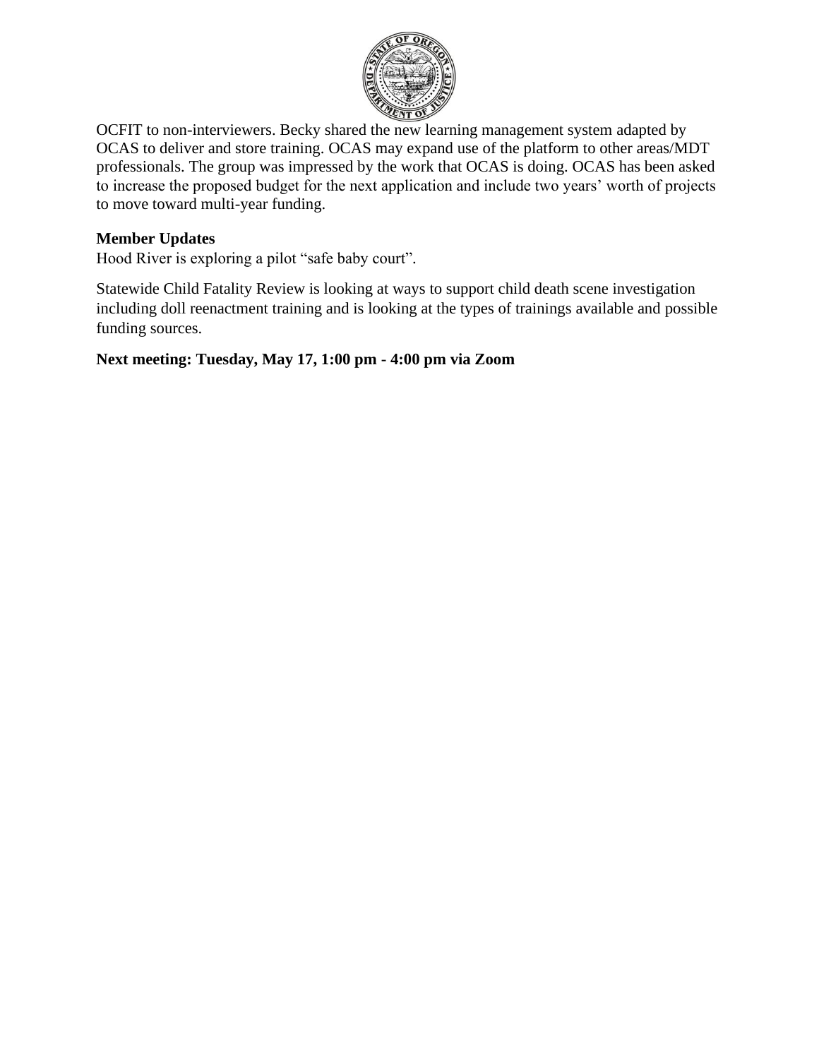OCFIT to non-interviewers. Becky shared the new learning management system adapted by OCAS to deliver and store training. OCAS may expand use of the platform to other areas/MDT professionals. The group was impressed by the work that OCAS is doing. OCAS has been asked to increase the proposed budget for the next application and include two years' worth of projects to move toward multi-year funding.

**Member Updates**

Hood River is exploring a pilot "safe baby court".

Statewide Child Fatality Review is looking at ways to support child death scene investigation including doll reenactment training and is looking at the types of trainings available and possible funding sources.

**Next meeting: Tuesday, May 17, 1:00 pm - 4:00 pm via Zoom**